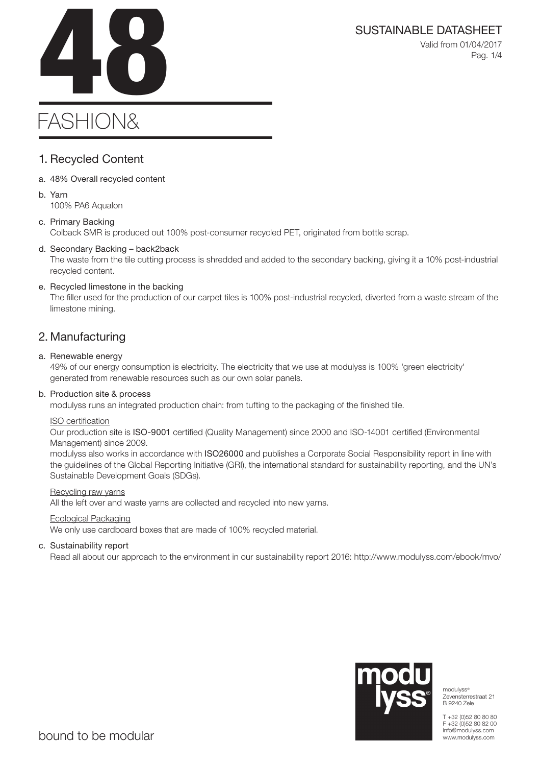# 48

# FASHION&

SUSTAINABLE DATASHEET

Valid from 01/04/2017

## 1. Recycled Content

a. 48% Overall recycled content

b. Yarn
   100% PA6 Aqualon

c. Primary Backing
   Colback SMR is produced out 100% post-consumer recycled PET, originated from bottle scrap.

d. Secondary Backing – back2back
   The waste from the tile cutting process is shredded and added to the secondary backing, giving it a 10% post-industrial recycled content.

e. Recycled limestone in the backing
   The filler used for the production of our carpet tiles is 100% post-industrial recycled, diverted from a waste stream of the limestone mining.

## 2. Manufacturing

a. Renewable energy
   49% of our energy consumption is electricity. The electricity that we use at modulyss is 100% 'green electricity' generated from renewable resources such as our own solar panels.

b. Production site & process
   modulyss runs an integrated production chain: from tufting to the packaging of the finished tile.

   ISO certification

   Our production site is **ISO-9001** certified (Quality Management) since 2000 and ISO-14001 certified (Environmental Management) since 2009.
   modulyss also works in accordance with **ISO26000** and publishes a Corporate Social Responsibility report in line with the guidelines of the Global Reporting Initiative (GRI), the international standard for sustainability reporting, and the UN's Sustainable Development Goals (SDGs).

   Recycling raw yarns

   All the left over and waste yarns are collected and recycled into new yarns.

   Ecological Packaging

   We only use cardboard boxes that are made of 100% recycled material.

c. Sustainability report
   Read all about our approach to the environment in our sustainability report 2016: http://www.modulyss.com/ebook/mvo/

modulyss®
Zevensterrestraat 21
B 9240 Zele

T +32 (0)52 80 80 80
F +32 (0)52 80 82 00
info@modulyss.com
www.modulyss.com

bound to be modular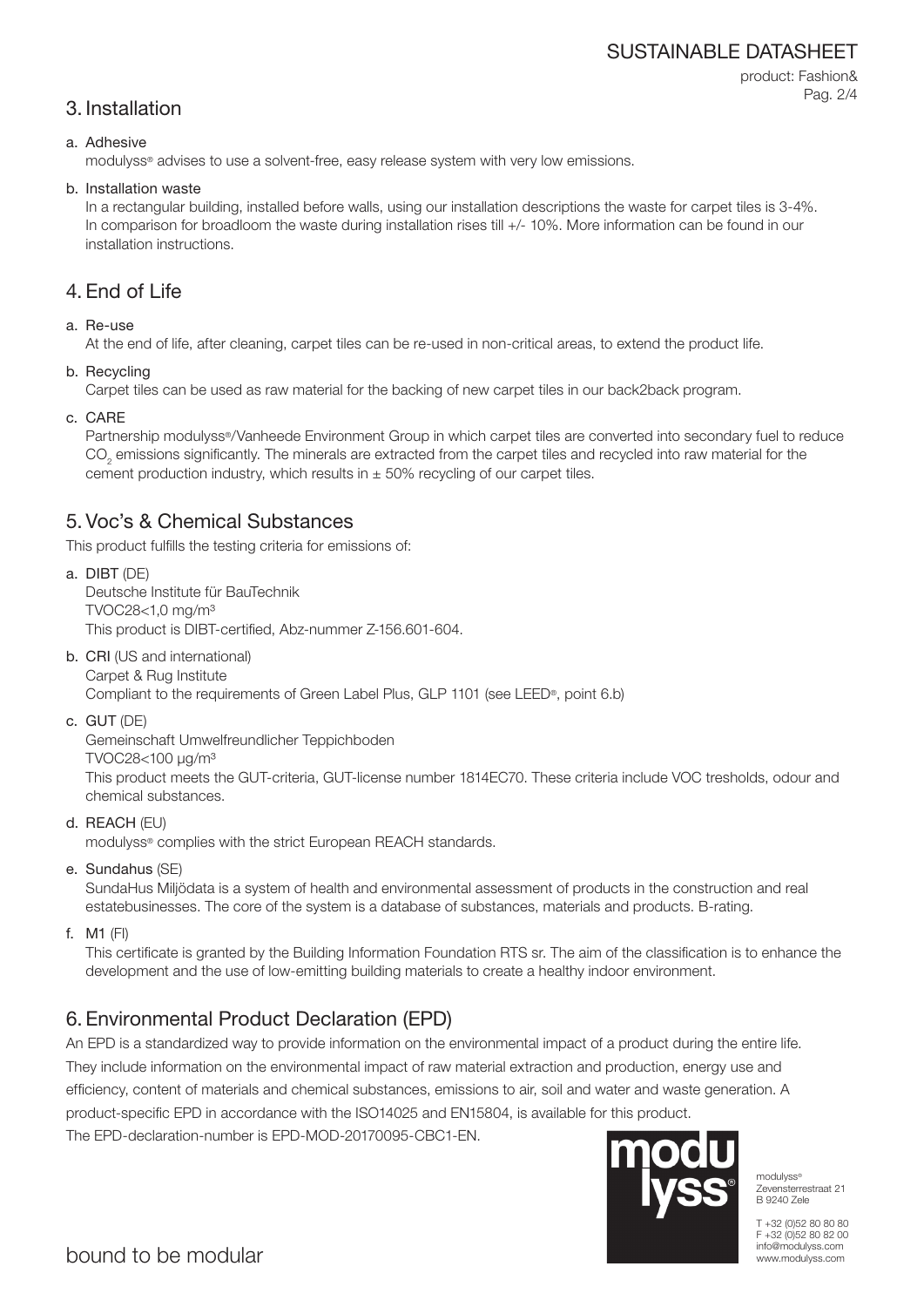## 3. Installation

a. Adhesive

modulyss® advises to use a solvent-free, easy release system with very low emissions.

b. Installation waste

In a rectangular building, installed before walls, using our installation descriptions the waste for carpet tiles is 3-4%. In comparison for broadloom the waste during installation rises till +/- 10%. More information can be found in our installation instructions.

## 4. End of Life

a. Re-use

At the end of life, after cleaning, carpet tiles can be re-used in non-critical areas, to extend the product life.

b. Recycling

Carpet tiles can be used as raw material for the backing of new carpet tiles in our back2back program.

c. CARE

Partnership modulyss®/Vanheede Environment Group in which carpet tiles are converted into secondary fuel to reduce $CO_2$ emissions significantly. The minerals are extracted from the carpet tiles and recycled into raw material for the cement production industry, which results in ± 50% recycling of our carpet tiles.

## 5. Voc's & Chemical Substances

This product fulfills the testing criteria for emissions of:

a. **DIBT** (DE)
Deutsche Institute für BauTechnik
TVOC28<1,0 mg/m³
This product is DIBT-certified, Abz-nummer Z-156.601-604.

b. **CRI** (US and international)
Carpet & Rug Institute
Compliant to the requirements of Green Label Plus, GLP 1101 (see LEED®, point 6.b)

c. **GUT** (DE)
Gemeinschaft Umwelfreundlicher Teppichboden
TVOC28<100 µg/m³
This product meets the GUT-criteria, GUT-license number 1814EC70. These criteria include VOC tresholds, odour and chemical substances.

d. **REACH** (EU)
modulyss® complies with the strict European REACH standards.

e. **Sundahus** (SE)
SundaHus Miljödata is a system of health and environmental assessment of products in the construction and real estatebusinesses. The core of the system is a database of substances, materials and products. B-rating.

f. **M1** (FI)
This certificate is granted by the Building Information Foundation RTS sr. The aim of the classification is to enhance the development and the use of low-emitting building materials to create a healthy indoor environment.

## 6. Environmental Product Declaration (EPD)

An EPD is a standardized way to provide information on the environmental impact of a product during the entire life. They include information on the environmental impact of raw material extraction and production, energy use and efficiency, content of materials and chemical substances, emissions to air, soil and water and waste generation. A product-specific EPD in accordance with the ISO14025 and EN15804, is available for this product.
The EPD-declaration-number is EPD-MOD-20170095-CBC1-EN.

modulyss®
Zevensterrestraat 21
B 9240 Zele

T +32 (0)52 80 80 80
F +32 (0)52 80 82 00
info@modulyss.com
www.modulyss.com

bound to be modular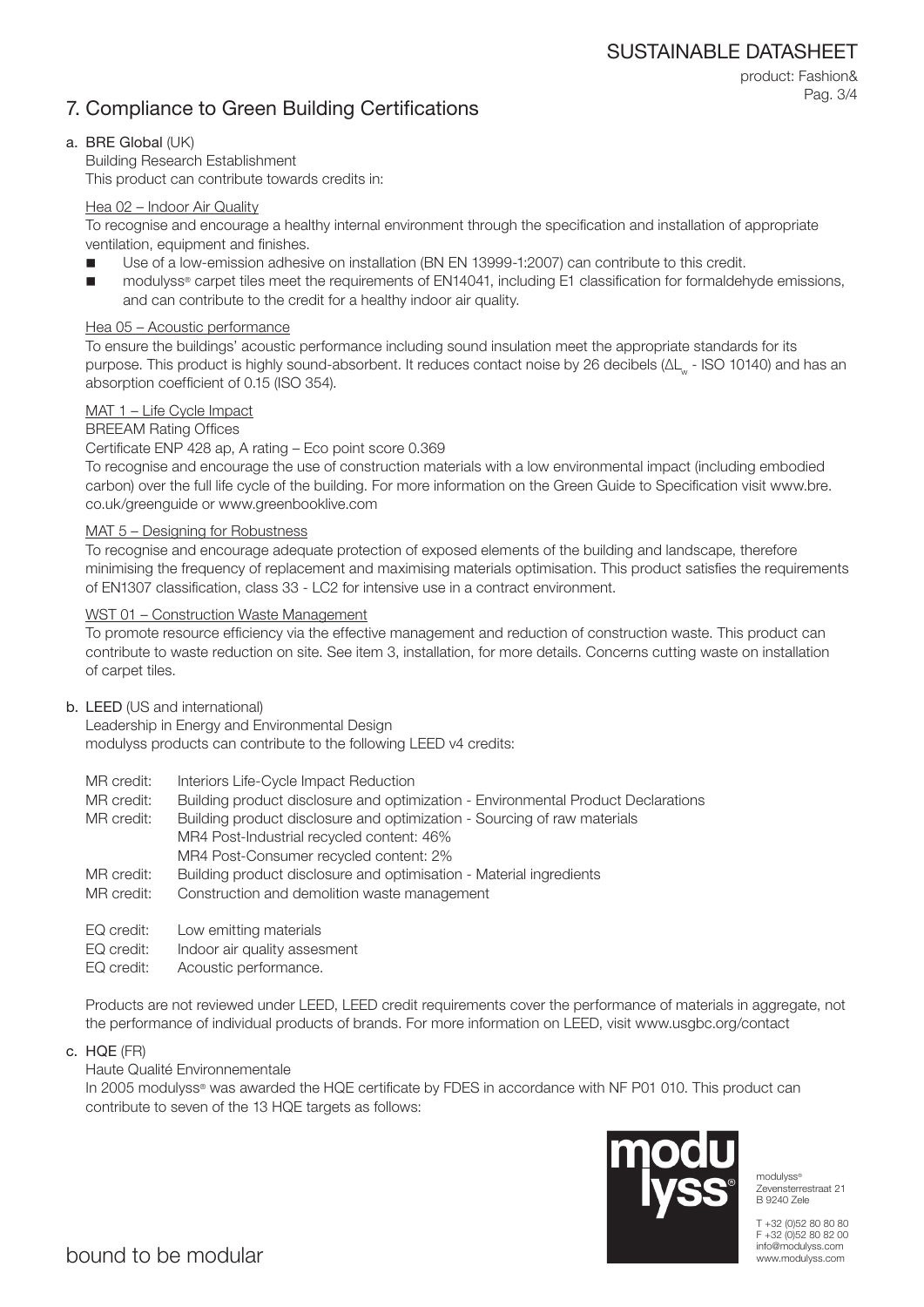## 7. Compliance to Green Building Certifications

### a. BRE Global (UK)

Building Research Establishment
This product can contribute towards credits in:

Hea 02 – Indoor Air Quality

To recognise and encourage a healthy internal environment through the specification and installation of appropriate ventilation, equipment and finishes.

- Use of a low-emission adhesive on installation (BN EN 13999-1:2007) can contribute to this credit.
- modulyss® carpet tiles meet the requirements of EN14041, including E1 classification for formaldehyde emissions, and can contribute to the credit for a healthy indoor air quality.

Hea 05 – Acoustic performance

To ensure the buildings' acoustic performance including sound insulation meet the appropriate standards for its purpose. This product is highly sound-absorbent. It reduces contact noise by 26 decibels ($\Delta L_w$ - ISO 10140) and has an absorption coefficient of 0.15 (ISO 354).

MAT 1 – Life Cycle Impact

BREEAM Rating Offices

Certificate ENP 428 ap, A rating – Eco point score 0.369

To recognise and encourage the use of construction materials with a low environmental impact (including embodied carbon) over the full life cycle of the building. For more information on the Green Guide to Specification visit www.bre.co.uk/greenguide or www.greenbooklive.com

MAT 5 – Designing for Robustness

To recognise and encourage adequate protection of exposed elements of the building and landscape, therefore minimising the frequency of replacement and maximising materials optimisation. This product satisfies the requirements of EN1307 classification, class 33 - LC2 for intensive use in a contract environment.

WST 01 – Construction Waste Management

To promote resource efficiency via the effective management and reduction of construction waste. This product can contribute to waste reduction on site. See item 3, installation, for more details. Concerns cutting waste on installation of carpet tiles.

### b. LEED (US and international)

Leadership in Energy and Environmental Design
modulyss products can contribute to the following LEED v4 credits:

MR credit: Interiors Life-Cycle Impact Reduction
MR credit: Building product disclosure and optimization - Environmental Product Declarations
MR credit: Building product disclosure and optimization - Sourcing of raw materials
MR4 Post-Industrial recycled content: 46%
MR4 Post-Consumer recycled content: 2%
MR credit: Building product disclosure and optimisation - Material ingredients
MR credit: Construction and demolition waste management

EQ credit: Low emitting materials
EQ credit: Indoor air quality assesment
EQ credit: Acoustic performance.

Products are not reviewed under LEED, LEED credit requirements cover the performance of materials in aggregate, not the performance of individual products of brands. For more information on LEED, visit www.usgbc.org/contact

### c. HQE (FR)

Haute Qualité Environnementale

In 2005 modulyss® was awarded the HQE certificate by FDES in accordance with NF P01 010. This product can contribute to seven of the 13 HQE targets as follows: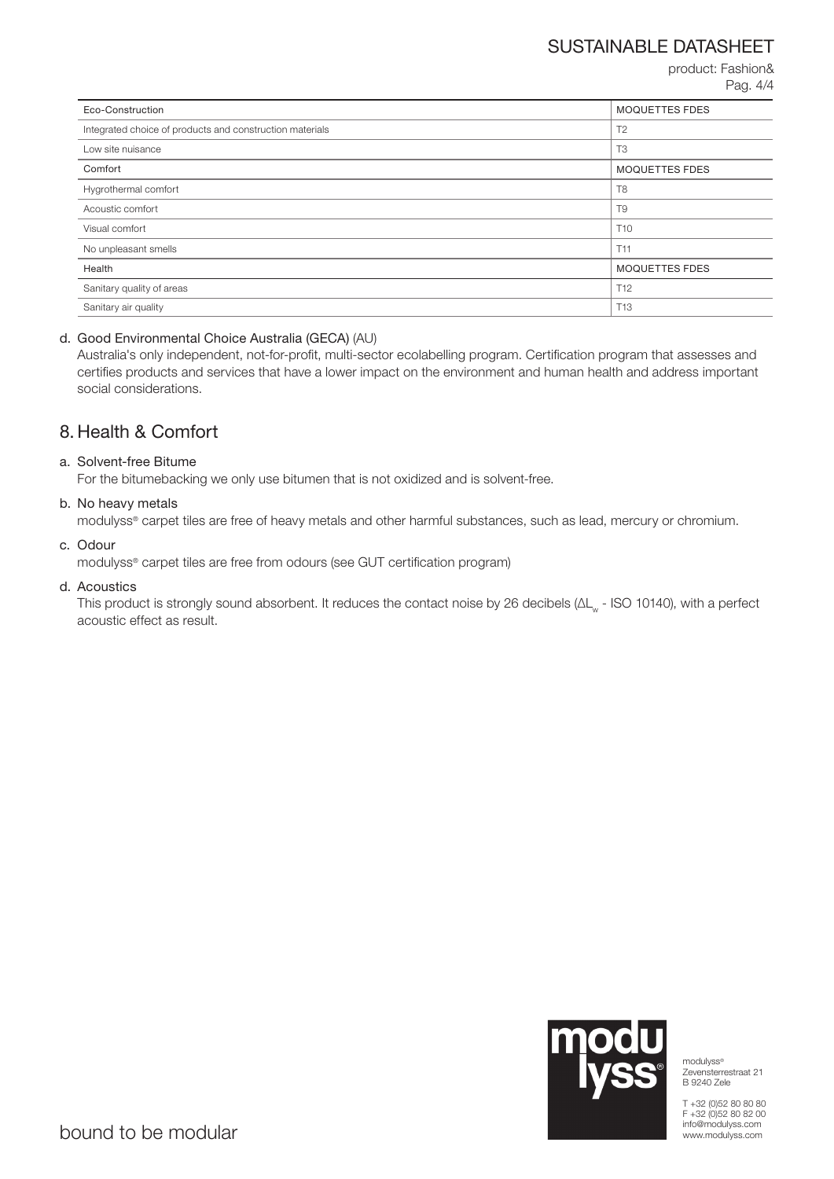| | |
|---|---|
| Eco-Construction | MOQUETTES FDES |
| Integrated choice of products and construction materials | T2 |
| Low site nuisance | T3 |
| Comfort | MOQUETTES FDES |
| Hygrothermal comfort | T8 |
| Acoustic comfort | T9 |
| Visual comfort | T10 |
| No unpleasant smells | T11 |
| Health | MOQUETTES FDES |
| Sanitary quality of areas | T12 |
| Sanitary air quality | T13 |

d. Good Environmental Choice Australia (GECA) (AU)
Australia's only independent, not-for-profit, multi-sector ecolabelling program. Certification program that assesses and certifies products and services that have a lower impact on the environment and human health and address important social considerations.

## 8. Health & Comfort

a. Solvent-free Bitume
For the bitumebacking we only use bitumen that is not oxidized and is solvent-free.

b. No heavy metals
modulyss® carpet tiles are free of heavy metals and other harmful substances, such as lead, mercury or chromium.

c. Odour
modulyss® carpet tiles are free from odours (see GUT certification program)

d. Acoustics
This product is strongly sound absorbent. It reduces the contact noise by 26 decibels ($\Delta L_w$ - ISO 10140), with a perfect acoustic effect as result.

modulyss®
Zevensterrestraat 21
B 9240 Zele

T +32 (0)52 80 80 80
F +32 (0)52 80 82 00
info@modulyss.com
www.modulyss.com

bound to be modular